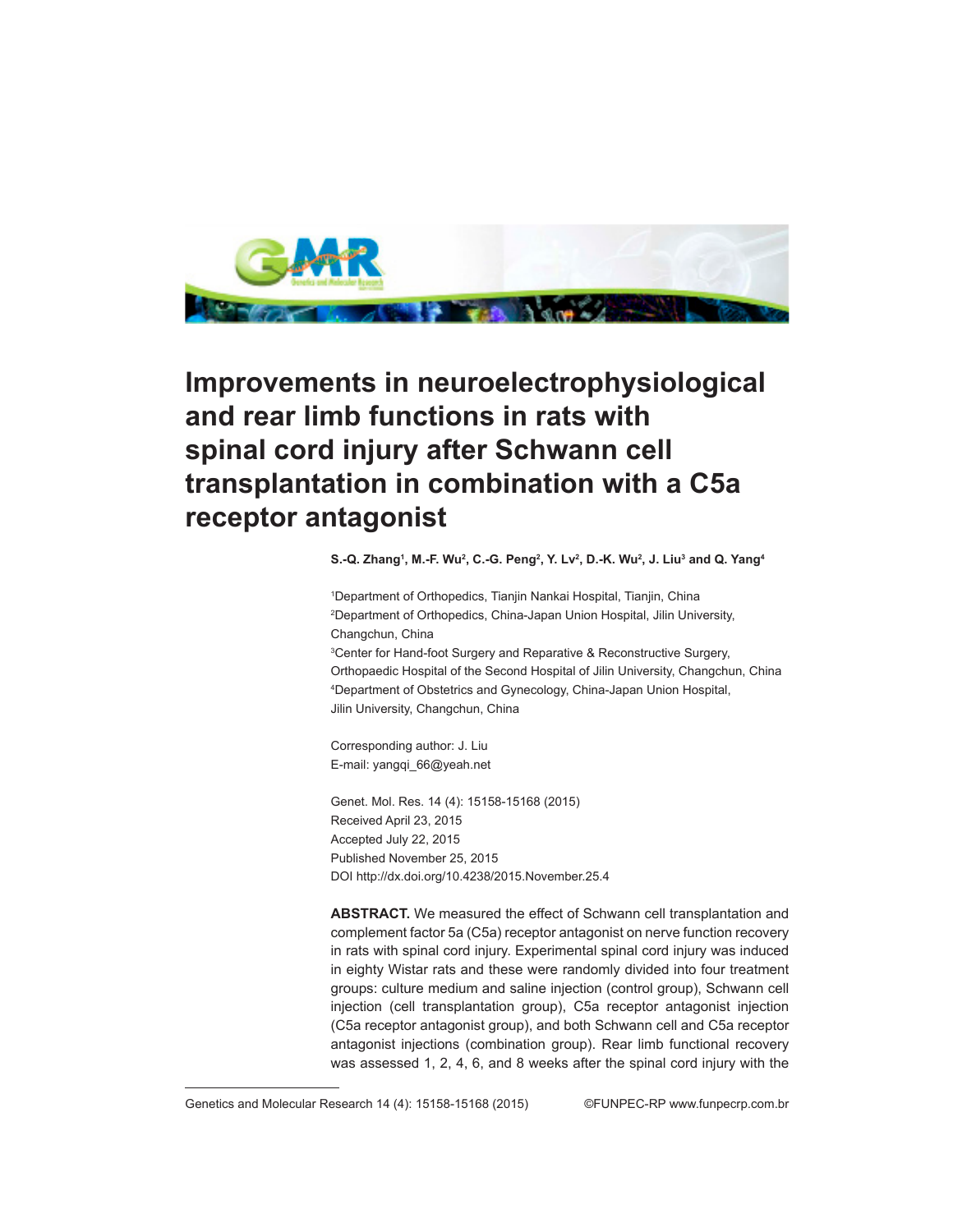# Improvements in neuroelectrophysiological and rear limb functions in rats with spinal cord injury after Schwann cell transplantation in combination with a C5a receptor antagonist

**S.-Q. Zhang[1], M.-F. Wu[2], C.-G. Peng[2], Y. Lv[2], D.-K. Wu[2], J. Liu[3] and Q. Yang[4]**

[1]Department of Orthopedics, Tianjin Nankai Hospital, Tianjin, China
[2]Department of Orthopedics, China-Japan Union Hospital, Jilin University, Changchun, China
[3]Center for Hand-foot Surgery and Reparative & Reconstructive Surgery, Orthopaedic Hospital of the Second Hospital of Jilin University, Changchun, China
[4]Department of Obstetrics and Gynecology, China-Japan Union Hospital, Jilin University, Changchun, China

Corresponding author: J. Liu
E-mail: yangqi_66@yeah.net

Genet. Mol. Res. 14 (4): 15158-15168 (2015)
Received April 23, 2015
Accepted July 22, 2015
Published November 25, 2015
DOI http://dx.doi.org/10.4238/2015.November.25.4

**ABSTRACT.** We measured the effect of Schwann cell transplantation and complement factor 5a (C5a) receptor antagonist on nerve function recovery in rats with spinal cord injury. Experimental spinal cord injury was induced in eighty Wistar rats and these were randomly divided into four treatment groups: culture medium and saline injection (control group), Schwann cell injection (cell transplantation group), C5a receptor antagonist injection (C5a receptor antagonist group), and both Schwann cell and C5a receptor antagonist injections (combination group). Rear limb functional recovery was assessed 1, 2, 4, 6, and 8 weeks after the spinal cord injury with the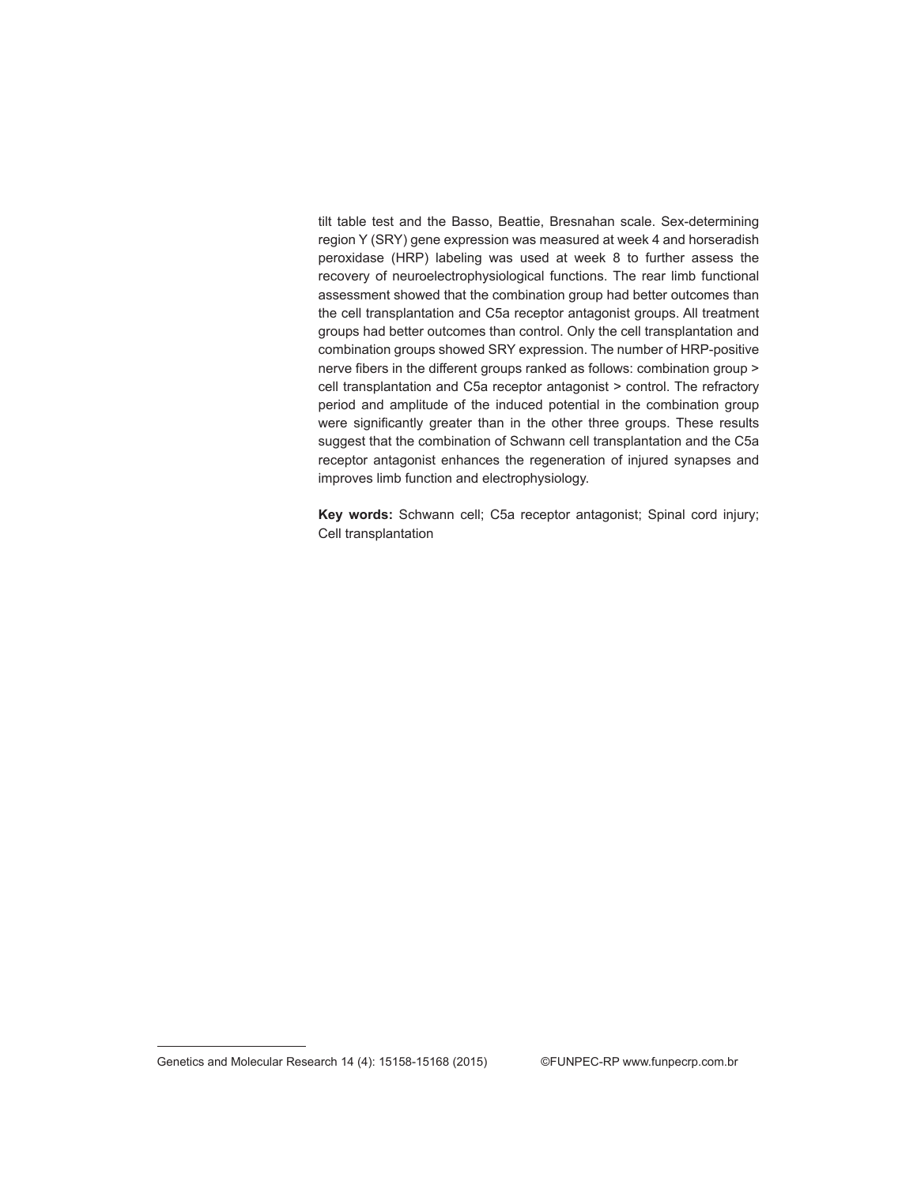tilt table test and the Basso, Beattie, Bresnahan scale. Sex-determining region Y (SRY) gene expression was measured at week 4 and horseradish peroxidase (HRP) labeling was used at week 8 to further assess the recovery of neuroelectrophysiological functions. The rear limb functional assessment showed that the combination group had better outcomes than the cell transplantation and C5a receptor antagonist groups. All treatment groups had better outcomes than control. Only the cell transplantation and combination groups showed SRY expression. The number of HRP-positive nerve fibers in the different groups ranked as follows: combination group > cell transplantation and C5a receptor antagonist > control. The refractory period and amplitude of the induced potential in the combination group were significantly greater than in the other three groups. These results suggest that the combination of Schwann cell transplantation and the C5a receptor antagonist enhances the regeneration of injured synapses and improves limb function and electrophysiology.

**Key words:** Schwann cell; C5a receptor antagonist; Spinal cord injury; Cell transplantation